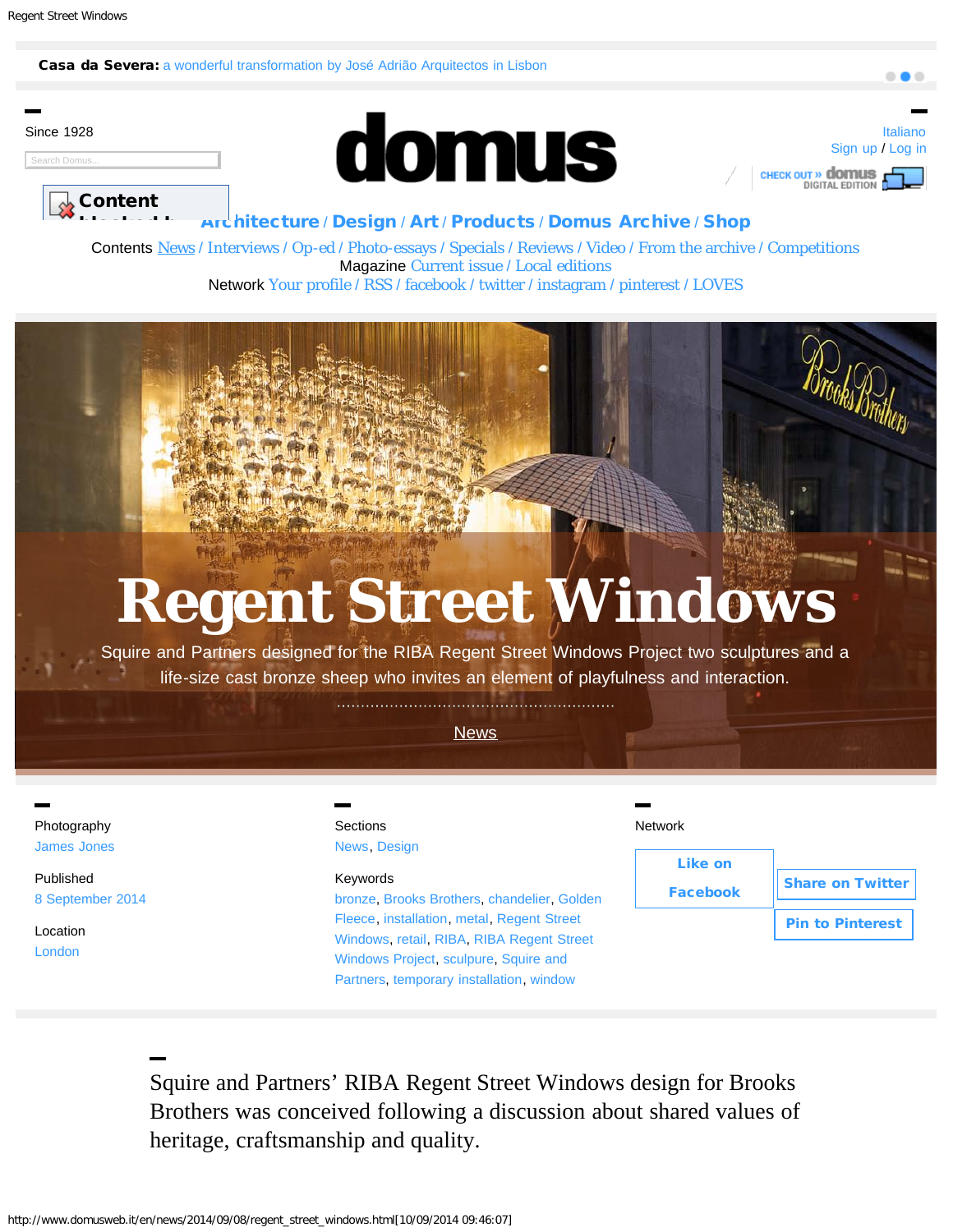**Casa da Severa:** a wonderful transformation by José Adrião Arquitectos in Lisbon

Since 1928

Italiano
Sign up / Log in

Architecture / Design / Art / Products / Domus Archive / Shop

Contents News / Interviews / Op-ed / Photo-essays / Specials / Reviews / Video / From the archive / Competitions
Magazine Current issue / Local editions
Network Your profile / RSS / facebook / twitter / instagram / pinterest / LOVES

# Regent Street Windows

Squire and Partners designed for the RIBA Regent Street Windows Project two sculptures and a life-size cast bronze sheep who invites an element of playfulness and interaction.

News

Photography
James Jones

Published
8 September 2014

Location
London

Sections
News, Design

Keywords
bronze, Brooks Brothers, chandelier, Golden Fleece, installation, metal, Regent Street Windows, retail, RIBA, RIBA Regent Street Windows Project, sculpure, Squire and Partners, temporary installation, window

Network
Like on Facebook
Share on Twitter
Pin to Pinterest

Squire and Partners' RIBA Regent Street Windows design for Brooks Brothers was conceived following a discussion about shared values of heritage, craftsmanship and quality.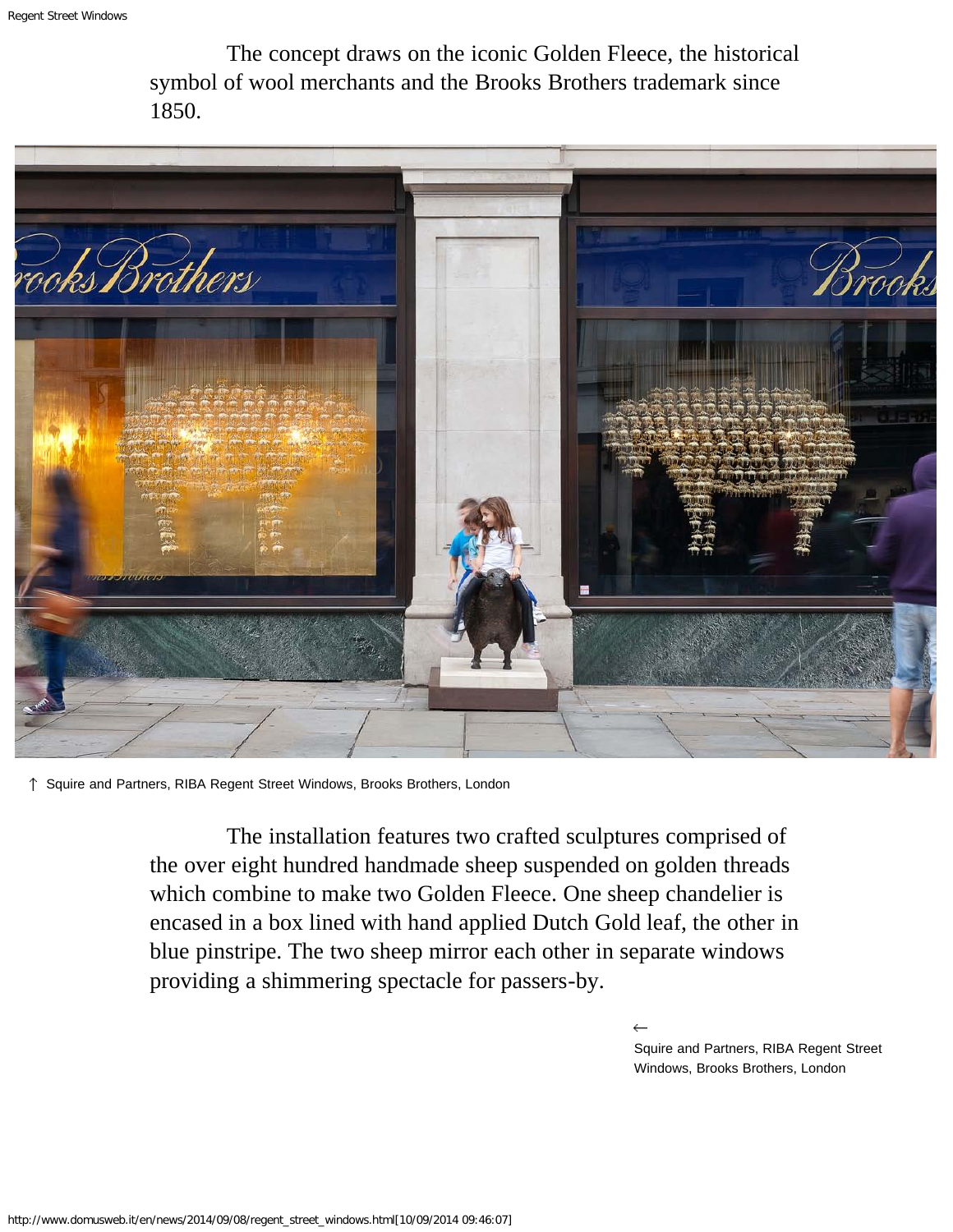The concept draws on the iconic Golden Fleece, the historical symbol of wool merchants and the Brooks Brothers trademark since 1850.

↑ Squire and Partners, RIBA Regent Street Windows, Brooks Brothers, London

The installation features two crafted sculptures comprised of the over eight hundred handmade sheep suspended on golden threads which combine to make two Golden Fleece. One sheep chandelier is encased in a box lined with hand applied Dutch Gold leaf, the other in blue pinstripe. The two sheep mirror each other in separate windows providing a shimmering spectacle for passers-by.

← Squire and Partners, RIBA Regent Street Windows, Brooks Brothers, London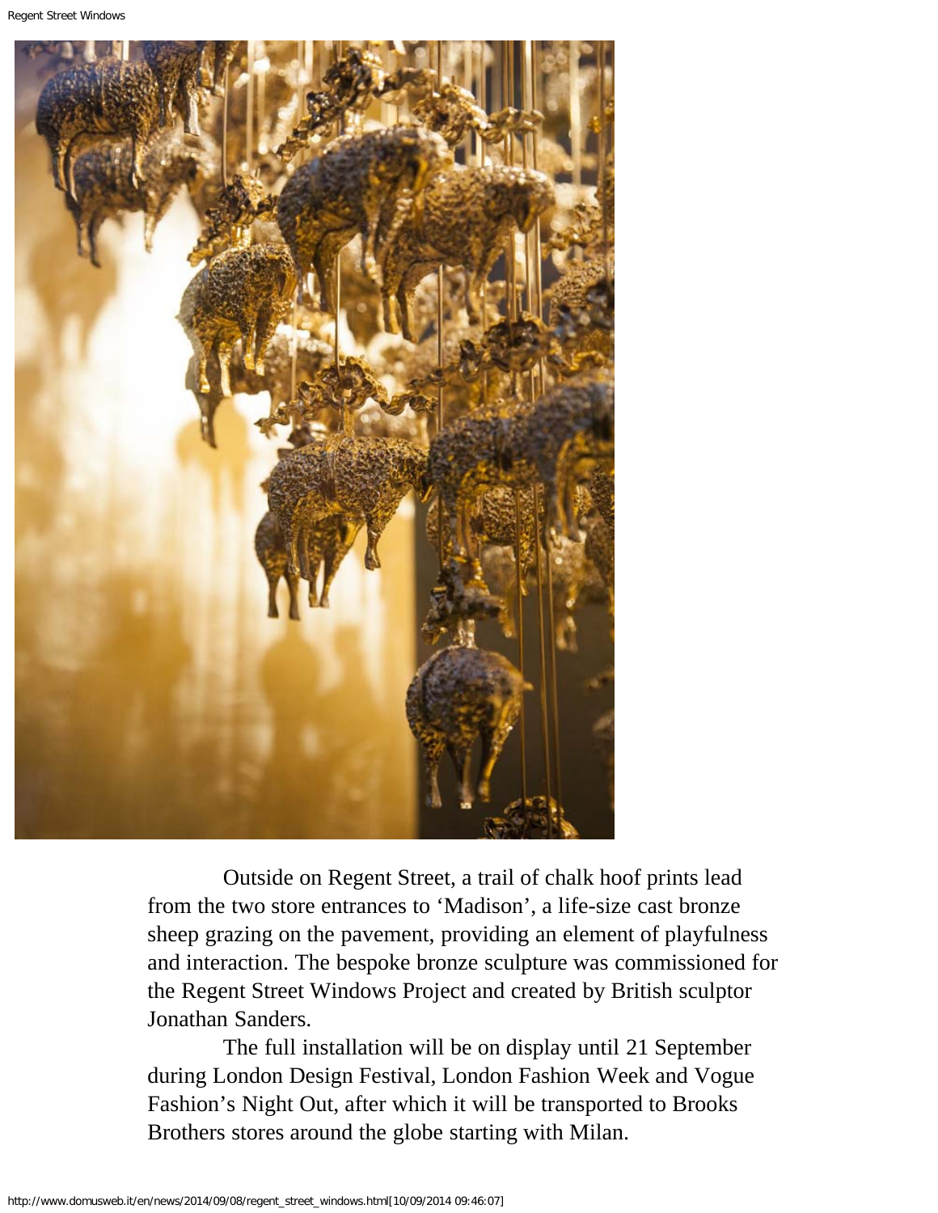Outside on Regent Street, a trail of chalk hoof prints lead from the two store entrances to 'Madison', a life-size cast bronze sheep grazing on the pavement, providing an element of playfulness and interaction. The bespoke bronze sculpture was commissioned for the Regent Street Windows Project and created by British sculptor Jonathan Sanders.

The full installation will be on display until 21 September during London Design Festival, London Fashion Week and Vogue Fashion's Night Out, after which it will be transported to Brooks Brothers stores around the globe starting with Milan.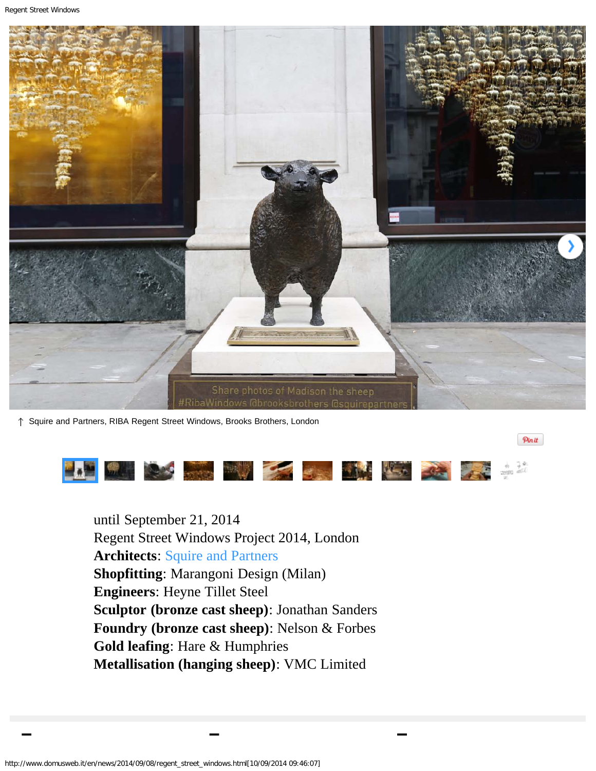↑ Squire and Partners, RIBA Regent Street Windows, Brooks Brothers, London

until September 21, 2014
Regent Street Windows Project 2014, London
**Architects**: Squire and Partners
**Shopfitting**: Marangoni Design (Milan)
**Engineers**: Heyne Tillet Steel
**Sculptor (bronze cast sheep)**: Jonathan Sanders
**Foundry (bronze cast sheep)**: Nelson & Forbes
**Gold leafing**: Hare & Humphries
**Metallisation (hanging sheep)**: VMC Limited